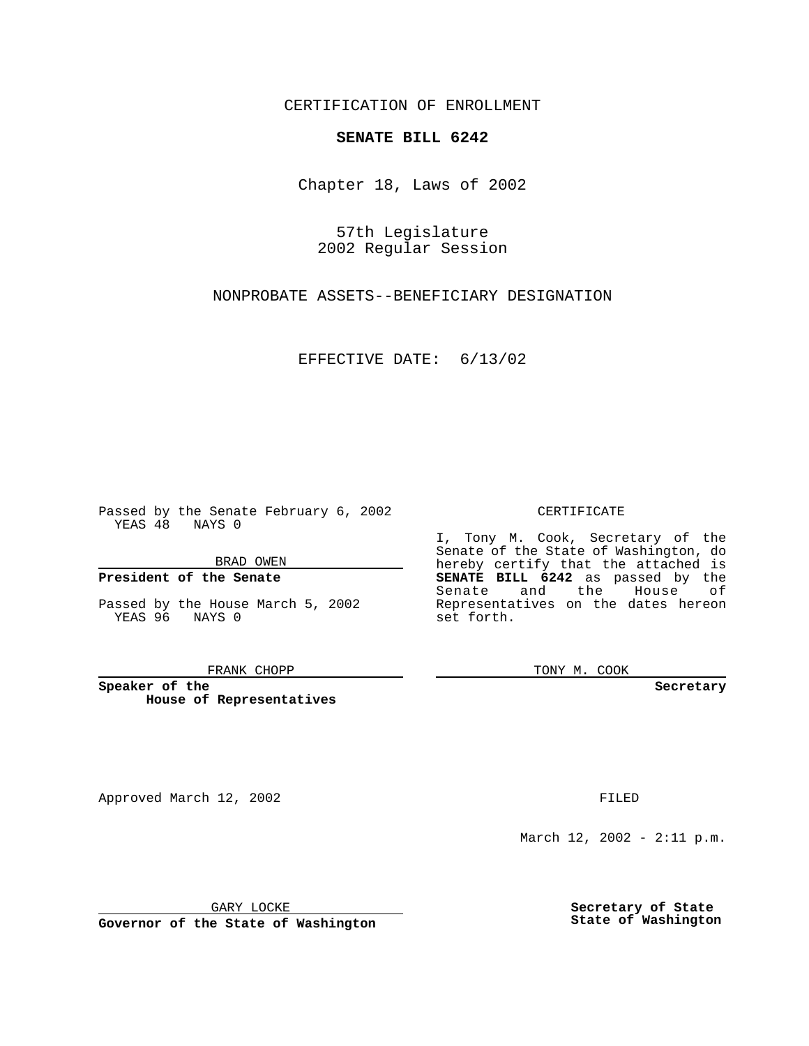CERTIFICATION OF ENROLLMENT

**SENATE BILL 6242**

Chapter 18, Laws of 2002

57th Legislature
2002 Regular Session

NONPROBATE ASSETS--BENEFICIARY DESIGNATION

EFFECTIVE DATE: 6/13/02

Passed by the Senate February 6, 2002
YEAS 48 NAYS 0

BRAD OWEN

**President of the Senate**

Passed by the House March 5, 2002
YEAS 96 NAYS 0

FRANK CHOPP

**Speaker of the House of Representatives**

CERTIFICATE

I, Tony M. Cook, Secretary of the Senate of the State of Washington, do hereby certify that the attached is **SENATE BILL 6242** as passed by the Senate and the House of Representatives on the dates hereon set forth.

TONY M. COOK

**Secretary**

Approved March 12, 2002

GARY LOCKE

**Governor of the State of Washington**

FILED

March 12, 2002 - 2:11 p.m.

**Secretary of State**
**State of Washington**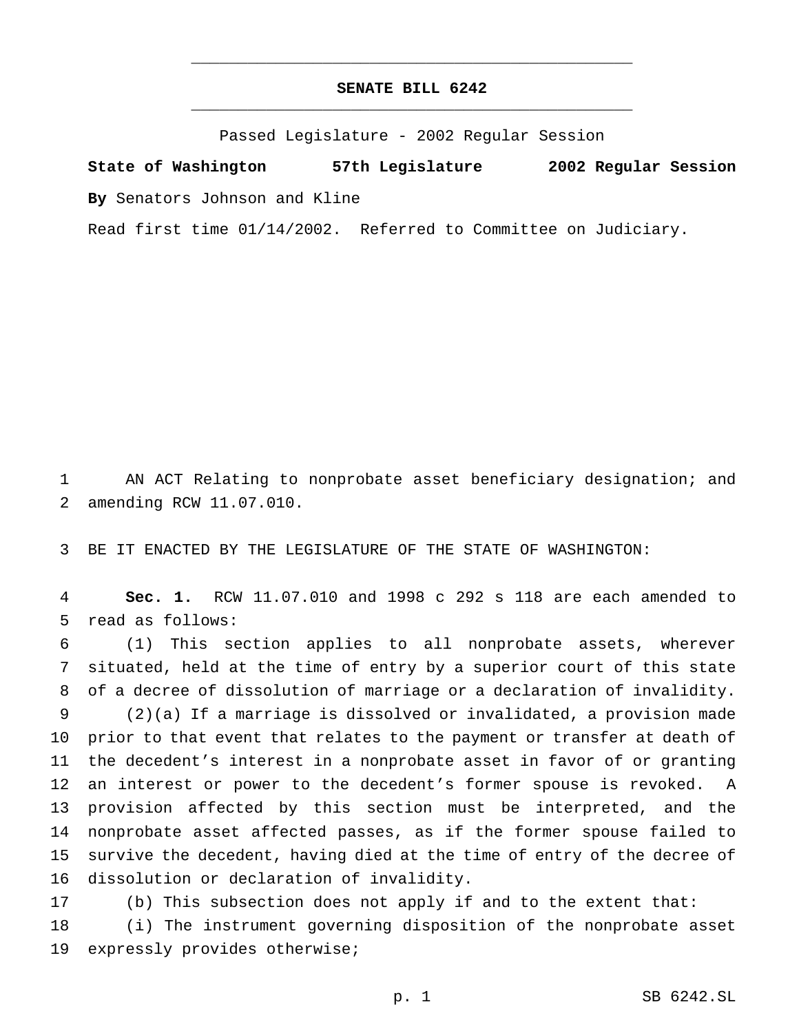# SENATE BILL 6242

Passed Legislature - 2002 Regular Session

**State of Washington 57th Legislature 2002 Regular Session**

**By** Senators Johnson and Kline

Read first time 01/14/2002. Referred to Committee on Judiciary.

AN ACT Relating to nonprobate asset beneficiary designation; and amending RCW 11.07.010.

BE IT ENACTED BY THE LEGISLATURE OF THE STATE OF WASHINGTON:

**Sec. 1.** RCW 11.07.010 and 1998 c 292 s 118 are each amended to read as follows:

(1) This section applies to all nonprobate assets, wherever situated, held at the time of entry by a superior court of this state of a decree of dissolution of marriage or a declaration of invalidity.

(2)(a) If a marriage is dissolved or invalidated, a provision made prior to that event that relates to the payment or transfer at death of the decedent's interest in a nonprobate asset in favor of or granting an interest or power to the decedent's former spouse is revoked. A provision affected by this section must be interpreted, and the nonprobate asset affected passes, as if the former spouse failed to survive the decedent, having died at the time of entry of the decree of dissolution or declaration of invalidity.

(b) This subsection does not apply if and to the extent that:

(i) The instrument governing disposition of the nonprobate asset expressly provides otherwise;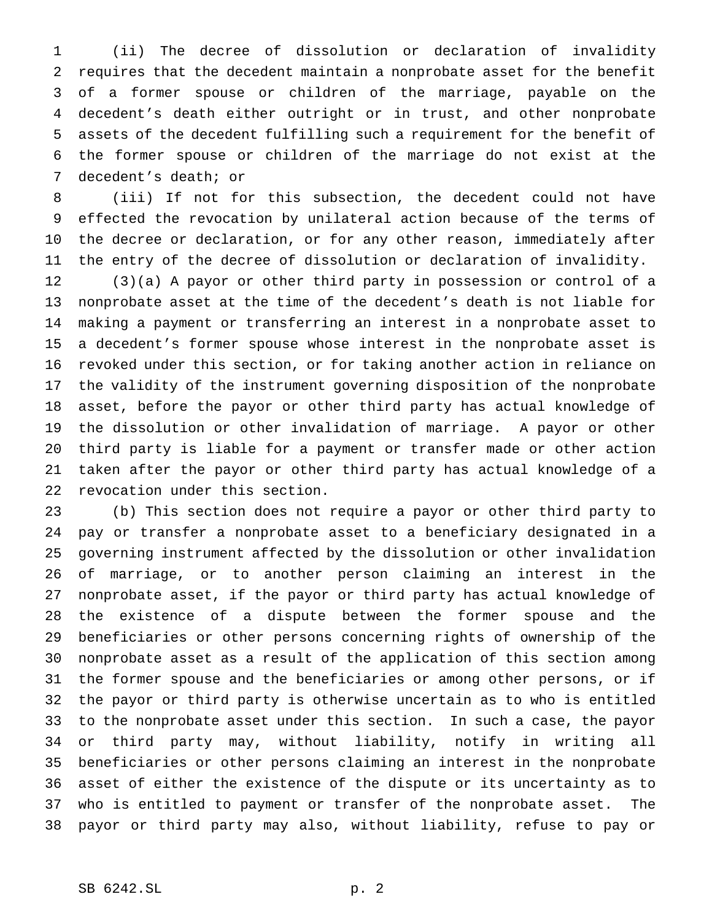(ii) The decree of dissolution or declaration of invalidity requires that the decedent maintain a nonprobate asset for the benefit of a former spouse or children of the marriage, payable on the decedent's death either outright or in trust, and other nonprobate assets of the decedent fulfilling such a requirement for the benefit of the former spouse or children of the marriage do not exist at the decedent's death; or

(iii) If not for this subsection, the decedent could not have effected the revocation by unilateral action because of the terms of the decree or declaration, or for any other reason, immediately after the entry of the decree of dissolution or declaration of invalidity.

(3)(a) A payor or other third party in possession or control of a nonprobate asset at the time of the decedent's death is not liable for making a payment or transferring an interest in a nonprobate asset to a decedent's former spouse whose interest in the nonprobate asset is revoked under this section, or for taking another action in reliance on the validity of the instrument governing disposition of the nonprobate asset, before the payor or other third party has actual knowledge of the dissolution or other invalidation of marriage. A payor or other third party is liable for a payment or transfer made or other action taken after the payor or other third party has actual knowledge of a revocation under this section.

(b) This section does not require a payor or other third party to pay or transfer a nonprobate asset to a beneficiary designated in a governing instrument affected by the dissolution or other invalidation of marriage, or to another person claiming an interest in the nonprobate asset, if the payor or third party has actual knowledge of the existence of a dispute between the former spouse and the beneficiaries or other persons concerning rights of ownership of the nonprobate asset as a result of the application of this section among the former spouse and the beneficiaries or among other persons, or if the payor or third party is otherwise uncertain as to who is entitled to the nonprobate asset under this section. In such a case, the payor or third party may, without liability, notify in writing all beneficiaries or other persons claiming an interest in the nonprobate asset of either the existence of the dispute or its uncertainty as to who is entitled to payment or transfer of the nonprobate asset. The payor or third party may also, without liability, refuse to pay or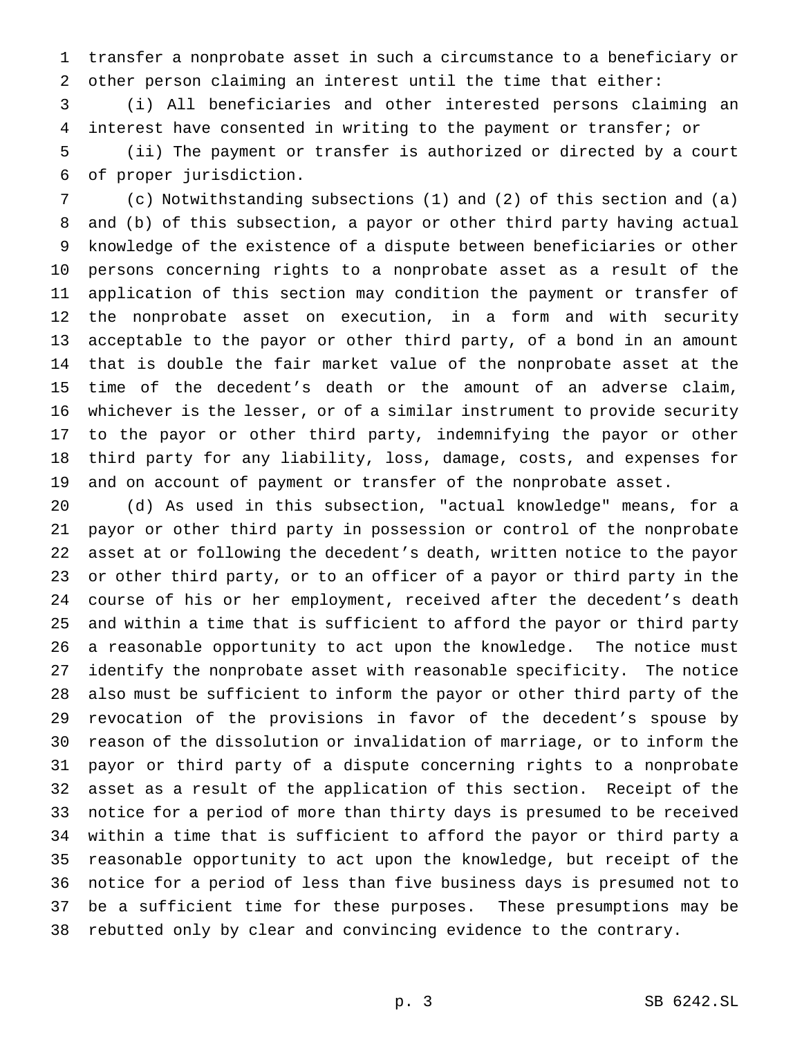transfer a nonprobate asset in such a circumstance to a beneficiary or other person claiming an interest until the time that either:

(i) All beneficiaries and other interested persons claiming an interest have consented in writing to the payment or transfer; or

(ii) The payment or transfer is authorized or directed by a court of proper jurisdiction.

(c) Notwithstanding subsections (1) and (2) of this section and (a) and (b) of this subsection, a payor or other third party having actual knowledge of the existence of a dispute between beneficiaries or other persons concerning rights to a nonprobate asset as a result of the application of this section may condition the payment or transfer of the nonprobate asset on execution, in a form and with security acceptable to the payor or other third party, of a bond in an amount that is double the fair market value of the nonprobate asset at the time of the decedent's death or the amount of an adverse claim, whichever is the lesser, or of a similar instrument to provide security to the payor or other third party, indemnifying the payor or other third party for any liability, loss, damage, costs, and expenses for and on account of payment or transfer of the nonprobate asset.

(d) As used in this subsection, "actual knowledge" means, for a payor or other third party in possession or control of the nonprobate asset at or following the decedent's death, written notice to the payor or other third party, or to an officer of a payor or third party in the course of his or her employment, received after the decedent's death and within a time that is sufficient to afford the payor or third party a reasonable opportunity to act upon the knowledge. The notice must identify the nonprobate asset with reasonable specificity. The notice also must be sufficient to inform the payor or other third party of the revocation of the provisions in favor of the decedent's spouse by reason of the dissolution or invalidation of marriage, or to inform the payor or third party of a dispute concerning rights to a nonprobate asset as a result of the application of this section. Receipt of the notice for a period of more than thirty days is presumed to be received within a time that is sufficient to afford the payor or third party a reasonable opportunity to act upon the knowledge, but receipt of the notice for a period of less than five business days is presumed not to be a sufficient time for these purposes. These presumptions may be rebutted only by clear and convincing evidence to the contrary.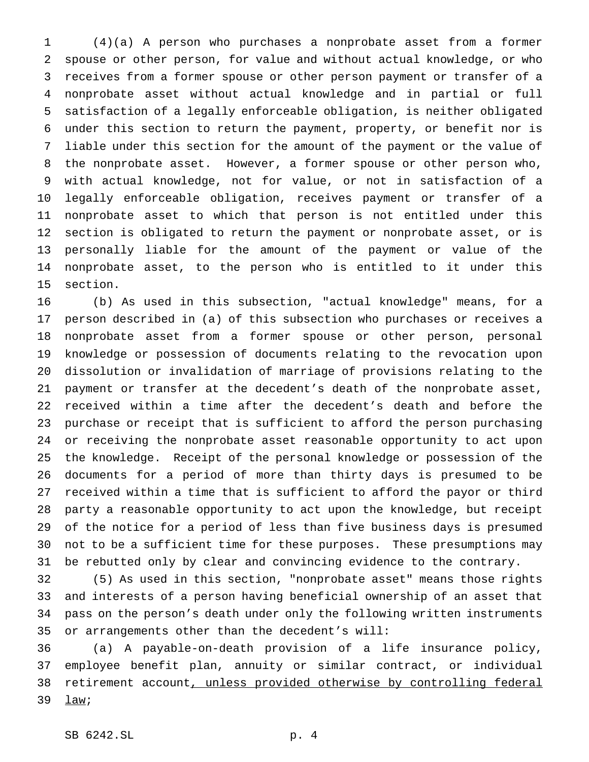(4)(a) A person who purchases a nonprobate asset from a former spouse or other person, for value and without actual knowledge, or who receives from a former spouse or other person payment or transfer of a nonprobate asset without actual knowledge and in partial or full satisfaction of a legally enforceable obligation, is neither obligated under this section to return the payment, property, or benefit nor is liable under this section for the amount of the payment or the value of the nonprobate asset. However, a former spouse or other person who, with actual knowledge, not for value, or not in satisfaction of a legally enforceable obligation, receives payment or transfer of a nonprobate asset to which that person is not entitled under this section is obligated to return the payment or nonprobate asset, or is personally liable for the amount of the payment or value of the nonprobate asset, to the person who is entitled to it under this section.

(b) As used in this subsection, "actual knowledge" means, for a person described in (a) of this subsection who purchases or receives a nonprobate asset from a former spouse or other person, personal knowledge or possession of documents relating to the revocation upon dissolution or invalidation of marriage of provisions relating to the payment or transfer at the decedent's death of the nonprobate asset, received within a time after the decedent's death and before the purchase or receipt that is sufficient to afford the person purchasing or receiving the nonprobate asset reasonable opportunity to act upon the knowledge. Receipt of the personal knowledge or possession of the documents for a period of more than thirty days is presumed to be received within a time that is sufficient to afford the payor or third party a reasonable opportunity to act upon the knowledge, but receipt of the notice for a period of less than five business days is presumed not to be a sufficient time for these purposes. These presumptions may be rebutted only by clear and convincing evidence to the contrary.

(5) As used in this section, "nonprobate asset" means those rights and interests of a person having beneficial ownership of an asset that pass on the person's death under only the following written instruments or arrangements other than the decedent's will:

(a) A payable-on-death provision of a life insurance policy, employee benefit plan, annuity or similar contract, or individual retirement account<u>, unless provided otherwise by controlling federal law</u>;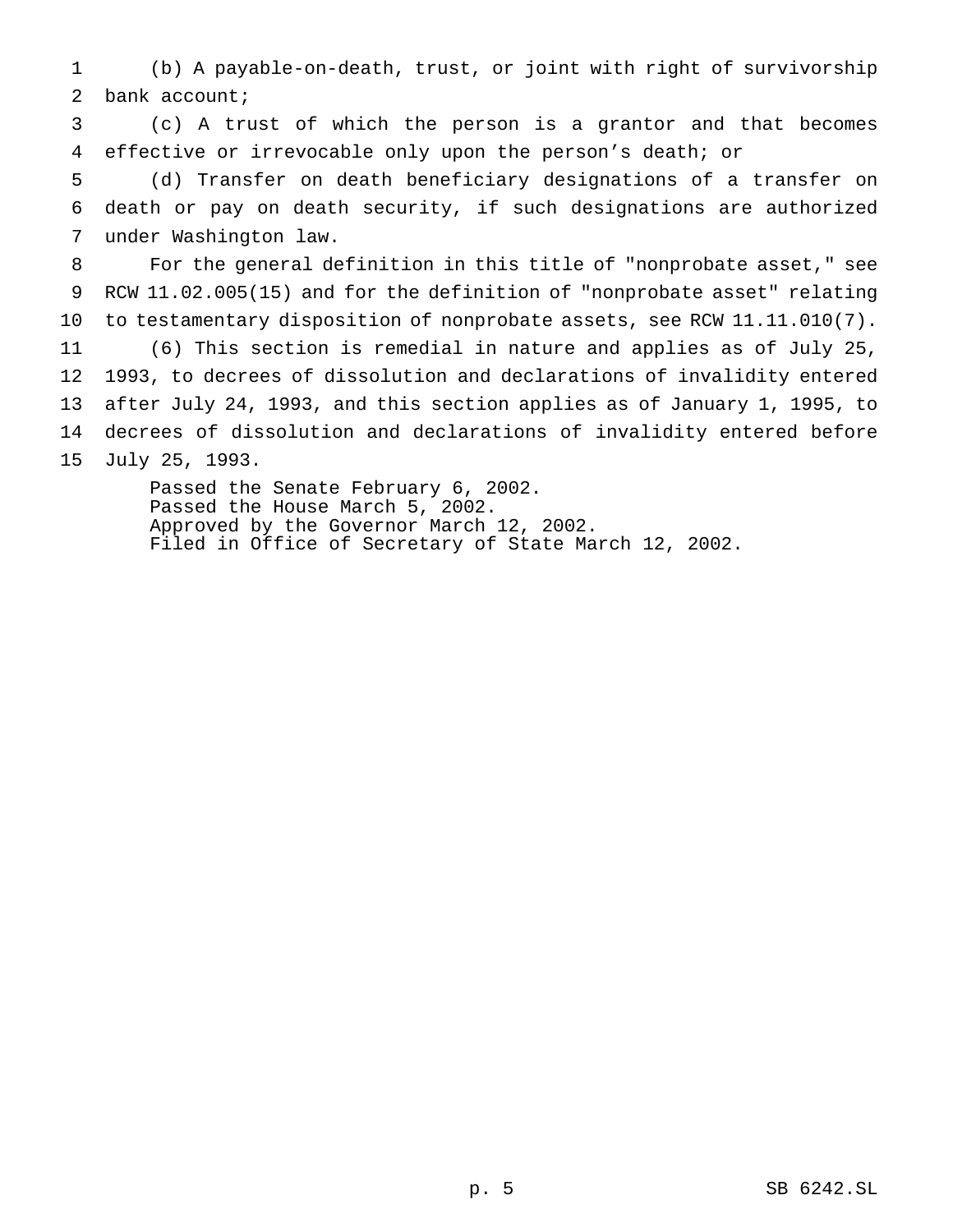(b) A payable-on-death, trust, or joint with right of survivorship bank account;

(c) A trust of which the person is a grantor and that becomes effective or irrevocable only upon the person's death; or

(d) Transfer on death beneficiary designations of a transfer on death or pay on death security, if such designations are authorized under Washington law.

For the general definition in this title of "nonprobate asset," see RCW 11.02.005(15) and for the definition of "nonprobate asset" relating to testamentary disposition of nonprobate assets, see RCW 11.11.010(7).

(6) This section is remedial in nature and applies as of July 25, 1993, to decrees of dissolution and declarations of invalidity entered after July 24, 1993, and this section applies as of January 1, 1995, to decrees of dissolution and declarations of invalidity entered before July 25, 1993.

Passed the Senate February 6, 2002.
Passed the House March 5, 2002.
Approved by the Governor March 12, 2002.
Filed in Office of Secretary of State March 12, 2002.